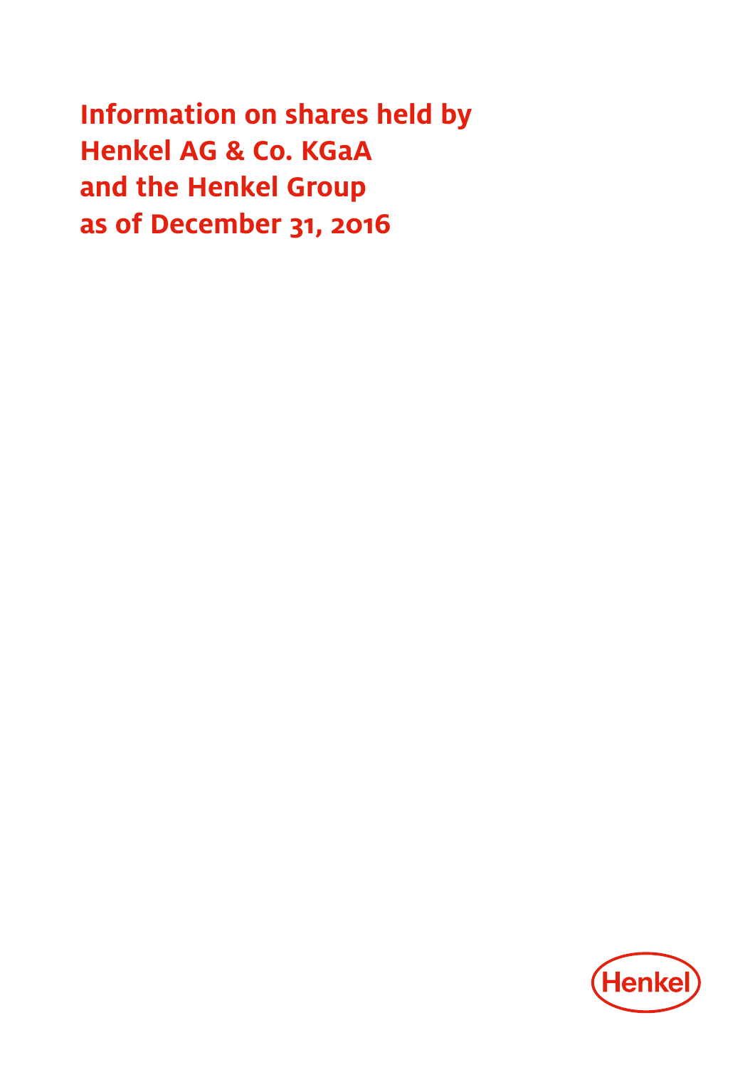# Information on shares held by Henkel AG & Co. KGaA and the Henkel Group as of December 31, 2016

Henkel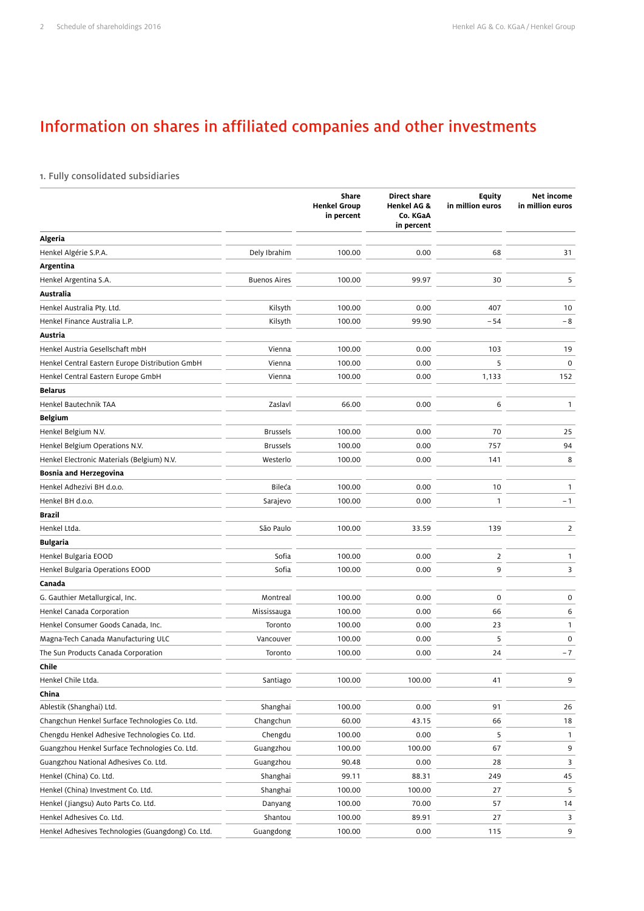# Information on shares in affiliated companies and other investments

## 1. Fully consolidated subsidiaries

| | | Share Henkel Group in percent | Direct share Henkel AG & Co. KGaA in percent | Equity in million euros | Net income in million euros |
|---|---|---|---|---|---|
| **Algeria** | | | | | |
| Henkel Algérie S.P.A. | Dely Ibrahim | 100.00 | 0.00 | 68 | 31 |
| **Argentina** | | | | | |
| Henkel Argentina S.A. | Buenos Aires | 100.00 | 99.97 | 30 | 5 |
| **Australia** | | | | | |
| Henkel Australia Pty. Ltd. | Kilsyth | 100.00 | 0.00 | 407 | 10 |
| Henkel Finance Australia L.P. | Kilsyth | 100.00 | 99.90 | – 54 | – 8 |
| **Austria** | | | | | |
| Henkel Austria Gesellschaft mbH | Vienna | 100.00 | 0.00 | 103 | 19 |
| Henkel Central Eastern Europe Distribution GmbH | Vienna | 100.00 | 0.00 | 5 | 0 |
| Henkel Central Eastern Europe GmbH | Vienna | 100.00 | 0.00 | 1,133 | 152 |
| **Belarus** | | | | | |
| Henkel Bautechnik TAA | Zaslavl | 66.00 | 0.00 | 6 | 1 |
| **Belgium** | | | | | |
| Henkel Belgium N.V. | Brussels | 100.00 | 0.00 | 70 | 25 |
| Henkel Belgium Operations N.V. | Brussels | 100.00 | 0.00 | 757 | 94 |
| Henkel Electronic Materials (Belgium) N.V. | Westerlo | 100.00 | 0.00 | 141 | 8 |
| **Bosnia and Herzegovina** | | | | | |
| Henkel Adhezivi BH d.o.o. | Bileća | 100.00 | 0.00 | 10 | 1 |
| Henkel BH d.o.o. | Sarajevo | 100.00 | 0.00 | 1 | – 1 |
| **Brazil** | | | | | |
| Henkel Ltda. | São Paulo | 100.00 | 33.59 | 139 | 2 |
| **Bulgaria** | | | | | |
| Henkel Bulgaria EOOD | Sofia | 100.00 | 0.00 | 2 | 1 |
| Henkel Bulgaria Operations EOOD | Sofia | 100.00 | 0.00 | 9 | 3 |
| **Canada** | | | | | |
| G. Gauthier Metallurgical, Inc. | Montreal | 100.00 | 0.00 | 0 | 0 |
| Henkel Canada Corporation | Mississauga | 100.00 | 0.00 | 66 | 6 |
| Henkel Consumer Goods Canada, Inc. | Toronto | 100.00 | 0.00 | 23 | 1 |
| Magna-Tech Canada Manufacturing ULC | Vancouver | 100.00 | 0.00 | 5 | 0 |
| The Sun Products Canada Corporation | Toronto | 100.00 | 0.00 | 24 | – 7 |
| **Chile** | | | | | |
| Henkel Chile Ltda. | Santiago | 100.00 | 100.00 | 41 | 9 |
| **China** | | | | | |
| Ablestik (Shanghai) Ltd. | Shanghai | 100.00 | 0.00 | 91 | 26 |
| Changchun Henkel Surface Technologies Co. Ltd. | Changchun | 60.00 | 43.15 | 66 | 18 |
| Chengdu Henkel Adhesive Technologies Co. Ltd. | Chengdu | 100.00 | 0.00 | 5 | 1 |
| Guangzhou Henkel Surface Technologies Co. Ltd. | Guangzhou | 100.00 | 100.00 | 67 | 9 |
| Guangzhou National Adhesives Co. Ltd. | Guangzhou | 90.48 | 0.00 | 28 | 3 |
| Henkel (China) Co. Ltd. | Shanghai | 99.11 | 88.31 | 249 | 45 |
| Henkel (China) Investment Co. Ltd. | Shanghai | 100.00 | 100.00 | 27 | 5 |
| Henkel (Jiangsu) Auto Parts Co. Ltd. | Danyang | 100.00 | 70.00 | 57 | 14 |
| Henkel Adhesives Co. Ltd. | Shantou | 100.00 | 89.91 | 27 | 3 |
| Henkel Adhesives Technologies (Guangdong) Co. Ltd. | Guangdong | 100.00 | 0.00 | 115 | 9 |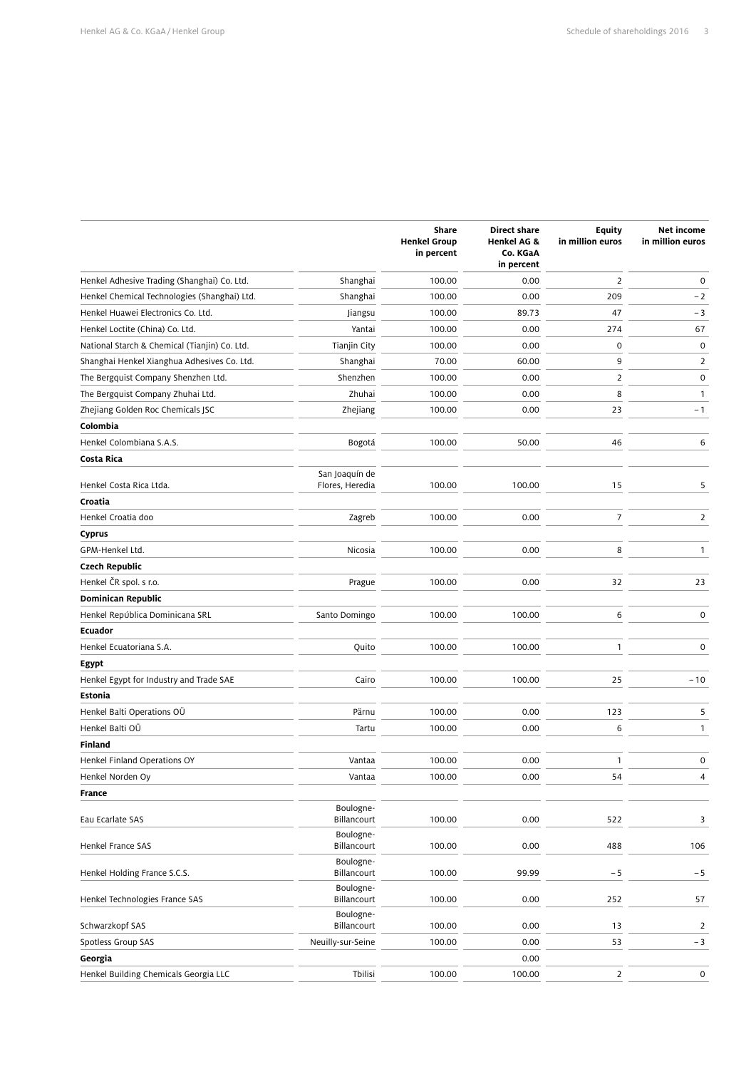| | | Share Henkel Group in percent | Direct share Henkel AG & Co. KGaA in percent | Equity in million euros | Net income in million euros |
|---|---|---|---|---|---|
| Henkel Adhesive Trading (Shanghai) Co. Ltd. | Shanghai | 100.00 | 0.00 | 2 | 0 |
| Henkel Chemical Technologies (Shanghai) Ltd. | Shanghai | 100.00 | 0.00 | 209 | – 2 |
| Henkel Huawei Electronics Co. Ltd. | Jiangsu | 100.00 | 89.73 | 47 | – 3 |
| Henkel Loctite (China) Co. Ltd. | Yantai | 100.00 | 0.00 | 274 | 67 |
| National Starch & Chemical (Tianjin) Co. Ltd. | Tianjin City | 100.00 | 0.00 | 0 | 0 |
| Shanghai Henkel Xianghua Adhesives Co. Ltd. | Shanghai | 70.00 | 60.00 | 9 | 2 |
| The Bergquist Company Shenzhen Ltd. | Shenzhen | 100.00 | 0.00 | 2 | 0 |
| The Bergquist Company Zhuhai Ltd. | Zhuhai | 100.00 | 0.00 | 8 | 1 |
| Zhejiang Golden Roc Chemicals JSC | Zhejiang | 100.00 | 0.00 | 23 | – 1 |
| **Colombia** | | | | | |
| Henkel Colombiana S.A.S. | Bogotá | 100.00 | 50.00 | 46 | 6 |
| **Costa Rica** | | | | | |
| Henkel Costa Rica Ltda. | San Joaquín de Flores, Heredia | 100.00 | 100.00 | 15 | 5 |
| **Croatia** | | | | | |
| Henkel Croatia doo | Zagreb | 100.00 | 0.00 | 7 | 2 |
| **Cyprus** | | | | | |
| GPM-Henkel Ltd. | Nicosia | 100.00 | 0.00 | 8 | 1 |
| **Czech Republic** | | | | | |
| Henkel ČR spol. s r.o. | Prague | 100.00 | 0.00 | 32 | 23 |
| **Dominican Republic** | | | | | |
| Henkel República Dominicana SRL | Santo Domingo | 100.00 | 100.00 | 6 | 0 |
| **Ecuador** | | | | | |
| Henkel Ecuatoriana S.A. | Quito | 100.00 | 100.00 | 1 | 0 |
| **Egypt** | | | | | |
| Henkel Egypt for Industry and Trade SAE | Cairo | 100.00 | 100.00 | 25 | – 10 |
| **Estonia** | | | | | |
| Henkel Balti Operations OÜ | Pärnu | 100.00 | 0.00 | 123 | 5 |
| Henkel Balti OÜ | Tartu | 100.00 | 0.00 | 6 | 1 |
| **Finland** | | | | | |
| Henkel Finland Operations OY | Vantaa | 100.00 | 0.00 | 1 | 0 |
| Henkel Norden Oy | Vantaa | 100.00 | 0.00 | 54 | 4 |
| **France** | | | | | |
| Eau Ecarlate SAS | Boulogne-Billancourt | 100.00 | 0.00 | 522 | 3 |
| Henkel France SAS | Boulogne-Billancourt | 100.00 | 0.00 | 488 | 106 |
| Henkel Holding France S.C.S. | Boulogne-Billancourt | 100.00 | 99.99 | – 5 | – 5 |
| Henkel Technologies France SAS | Boulogne-Billancourt | 100.00 | 0.00 | 252 | 57 |
| Schwarzkopf SAS | Boulogne-Billancourt | 100.00 | 0.00 | 13 | 2 |
| Spotless Group SAS | Neuilly-sur-Seine | 100.00 | 0.00 | 53 | – 3 |
| **Georgia** | | | 0.00 | | |
| Henkel Building Chemicals Georgia LLC | Tbilisi | 100.00 | 100.00 | 2 | 0 |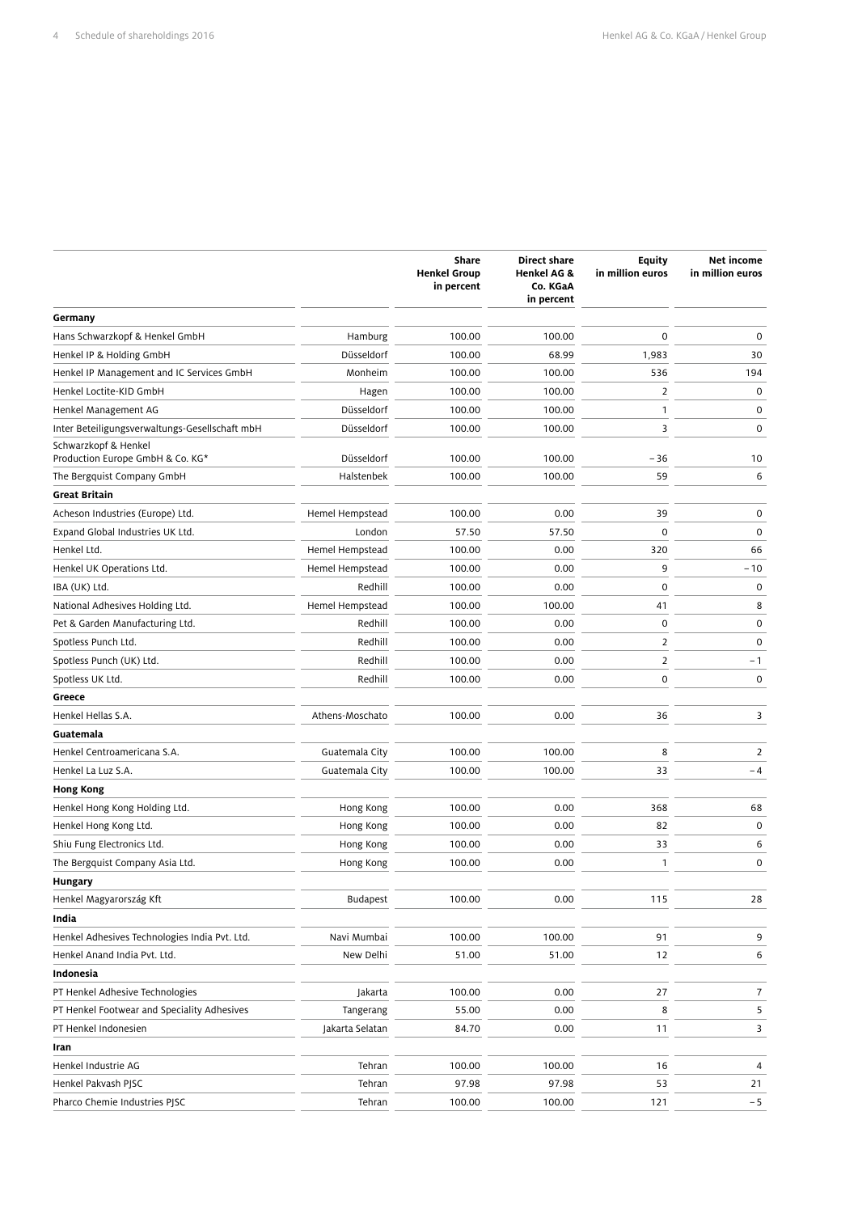| | | Share Henkel Group in percent | Direct share Henkel AG & Co. KGaA in percent | Equity in million euros | Net income in million euros |
|---|---|---|---|---|---|
| **Germany** | | | | | |
| Hans Schwarzkopf & Henkel GmbH | Hamburg | 100.00 | 100.00 | 0 | 0 |
| Henkel IP & Holding GmbH | Düsseldorf | 100.00 | 68.99 | 1,983 | 30 |
| Henkel IP Management and IC Services GmbH | Monheim | 100.00 | 100.00 | 536 | 194 |
| Henkel Loctite-KID GmbH | Hagen | 100.00 | 100.00 | 2 | 0 |
| Henkel Management AG | Düsseldorf | 100.00 | 100.00 | 1 | 0 |
| Inter Beteiligungsverwaltungs-Gesellschaft mbH | Düsseldorf | 100.00 | 100.00 | 3 | 0 |
| Schwarzkopf & Henkel Production Europe GmbH & Co. KG* | Düsseldorf | 100.00 | 100.00 | – 36 | 10 |
| The Bergquist Company GmbH | Halstenbek | 100.00 | 100.00 | 59 | 6 |
| **Great Britain** | | | | | |
| Acheson Industries (Europe) Ltd. | Hemel Hempstead | 100.00 | 0.00 | 39 | 0 |
| Expand Global Industries UK Ltd. | London | 57.50 | 57.50 | 0 | 0 |
| Henkel Ltd. | Hemel Hempstead | 100.00 | 0.00 | 320 | 66 |
| Henkel UK Operations Ltd. | Hemel Hempstead | 100.00 | 0.00 | 9 | – 10 |
| IBA (UK) Ltd. | Redhill | 100.00 | 0.00 | 0 | 0 |
| National Adhesives Holding Ltd. | Hemel Hempstead | 100.00 | 100.00 | 41 | 8 |
| Pet & Garden Manufacturing Ltd. | Redhill | 100.00 | 0.00 | 0 | 0 |
| Spotless Punch Ltd. | Redhill | 100.00 | 0.00 | 2 | 0 |
| Spotless Punch (UK) Ltd. | Redhill | 100.00 | 0.00 | 2 | – 1 |
| Spotless UK Ltd. | Redhill | 100.00 | 0.00 | 0 | 0 |
| **Greece** | | | | | |
| Henkel Hellas S.A. | Athens-Moschato | 100.00 | 0.00 | 36 | 3 |
| **Guatemala** | | | | | |
| Henkel Centroamericana S.A. | Guatemala City | 100.00 | 100.00 | 8 | 2 |
| Henkel La Luz S.A. | Guatemala City | 100.00 | 100.00 | 33 | – 4 |
| **Hong Kong** | | | | | |
| Henkel Hong Kong Holding Ltd. | Hong Kong | 100.00 | 0.00 | 368 | 68 |
| Henkel Hong Kong Ltd. | Hong Kong | 100.00 | 0.00 | 82 | 0 |
| Shiu Fung Electronics Ltd. | Hong Kong | 100.00 | 0.00 | 33 | 6 |
| The Bergquist Company Asia Ltd. | Hong Kong | 100.00 | 0.00 | 1 | 0 |
| **Hungary** | | | | | |
| Henkel Magyarország Kft | Budapest | 100.00 | 0.00 | 115 | 28 |
| **India** | | | | | |
| Henkel Adhesives Technologies India Pvt. Ltd. | Navi Mumbai | 100.00 | 100.00 | 91 | 9 |
| Henkel Anand India Pvt. Ltd. | New Delhi | 51.00 | 51.00 | 12 | 6 |
| **Indonesia** | | | | | |
| PT Henkel Adhesive Technologies | Jakarta | 100.00 | 0.00 | 27 | 7 |
| PT Henkel Footwear and Speciality Adhesives | Tangerang | 55.00 | 0.00 | 8 | 5 |
| PT Henkel Indonesien | Jakarta Selatan | 84.70 | 0.00 | 11 | 3 |
| **Iran** | | | | | |
| Henkel Industrie AG | Tehran | 100.00 | 100.00 | 16 | 4 |
| Henkel Pakvash PJSC | Tehran | 97.98 | 97.98 | 53 | 21 |
| Pharco Chemie Industries PJSC | Tehran | 100.00 | 100.00 | 121 | – 5 |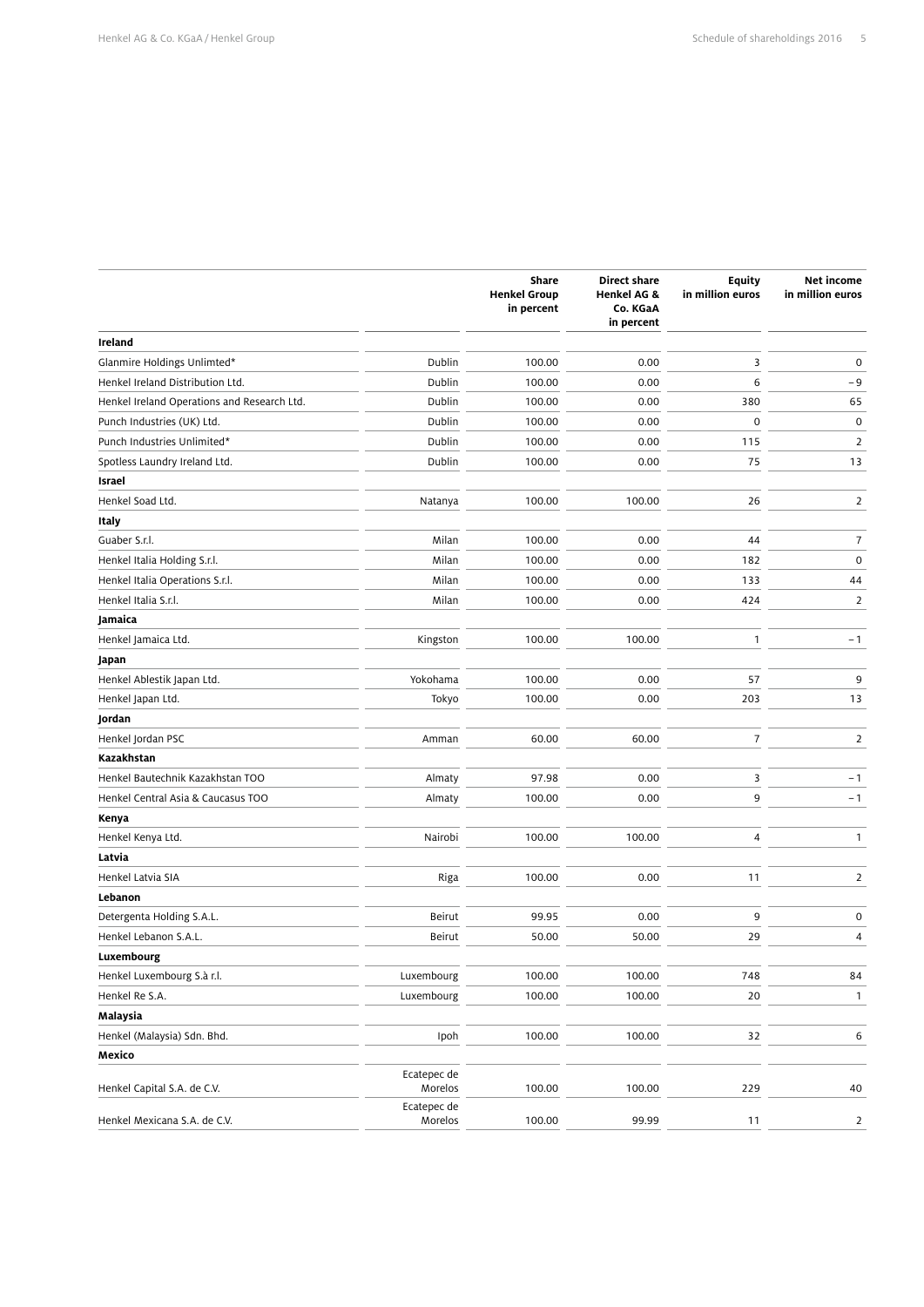| | | Share Henkel Group in percent | Direct share Henkel AG & Co. KGaA in percent | Equity in million euros | Net income in million euros |
|---|---|---|---|---|---|
| **Ireland** | | | | | |
| Glanmire Holdings Unlimted* | Dublin | 100.00 | 0.00 | 3 | 0 |
| Henkel Ireland Distribution Ltd. | Dublin | 100.00 | 0.00 | 6 | – 9 |
| Henkel Ireland Operations and Research Ltd. | Dublin | 100.00 | 0.00 | 380 | 65 |
| Punch Industries (UK) Ltd. | Dublin | 100.00 | 0.00 | 0 | 0 |
| Punch Industries Unlimited* | Dublin | 100.00 | 0.00 | 115 | 2 |
| Spotless Laundry Ireland Ltd. | Dublin | 100.00 | 0.00 | 75 | 13 |
| **Israel** | | | | | |
| Henkel Soad Ltd. | Natanya | 100.00 | 100.00 | 26 | 2 |
| **Italy** | | | | | |
| Guaber S.r.l. | Milan | 100.00 | 0.00 | 44 | 7 |
| Henkel Italia Holding S.r.l. | Milan | 100.00 | 0.00 | 182 | 0 |
| Henkel Italia Operations S.r.l. | Milan | 100.00 | 0.00 | 133 | 44 |
| Henkel Italia S.r.l. | Milan | 100.00 | 0.00 | 424 | 2 |
| **Jamaica** | | | | | |
| Henkel Jamaica Ltd. | Kingston | 100.00 | 100.00 | 1 | – 1 |
| **Japan** | | | | | |
| Henkel Ablestik Japan Ltd. | Yokohama | 100.00 | 0.00 | 57 | 9 |
| Henkel Japan Ltd. | Tokyo | 100.00 | 0.00 | 203 | 13 |
| **Jordan** | | | | | |
| Henkel Jordan PSC | Amman | 60.00 | 60.00 | 7 | 2 |
| **Kazakhstan** | | | | | |
| Henkel Bautechnik Kazakhstan TOO | Almaty | 97.98 | 0.00 | 3 | – 1 |
| Henkel Central Asia & Caucasus TOO | Almaty | 100.00 | 0.00 | 9 | – 1 |
| **Kenya** | | | | | |
| Henkel Kenya Ltd. | Nairobi | 100.00 | 100.00 | 4 | 1 |
| **Latvia** | | | | | |
| Henkel Latvia SIA | Riga | 100.00 | 0.00 | 11 | 2 |
| **Lebanon** | | | | | |
| Detergenta Holding S.A.L. | Beirut | 99.95 | 0.00 | 9 | 0 |
| Henkel Lebanon S.A.L. | Beirut | 50.00 | 50.00 | 29 | 4 |
| **Luxembourg** | | | | | |
| Henkel Luxembourg S.à r.l. | Luxembourg | 100.00 | 100.00 | 748 | 84 |
| Henkel Re S.A. | Luxembourg | 100.00 | 100.00 | 20 | 1 |
| **Malaysia** | | | | | |
| Henkel (Malaysia) Sdn. Bhd. | Ipoh | 100.00 | 100.00 | 32 | 6 |
| **Mexico** | | | | | |
| Henkel Capital S.A. de C.V. | Ecatepec de Morelos | 100.00 | 100.00 | 229 | 40 |
| Henkel Mexicana S.A. de C.V. | Ecatepec de Morelos | 100.00 | 99.99 | 11 | 2 |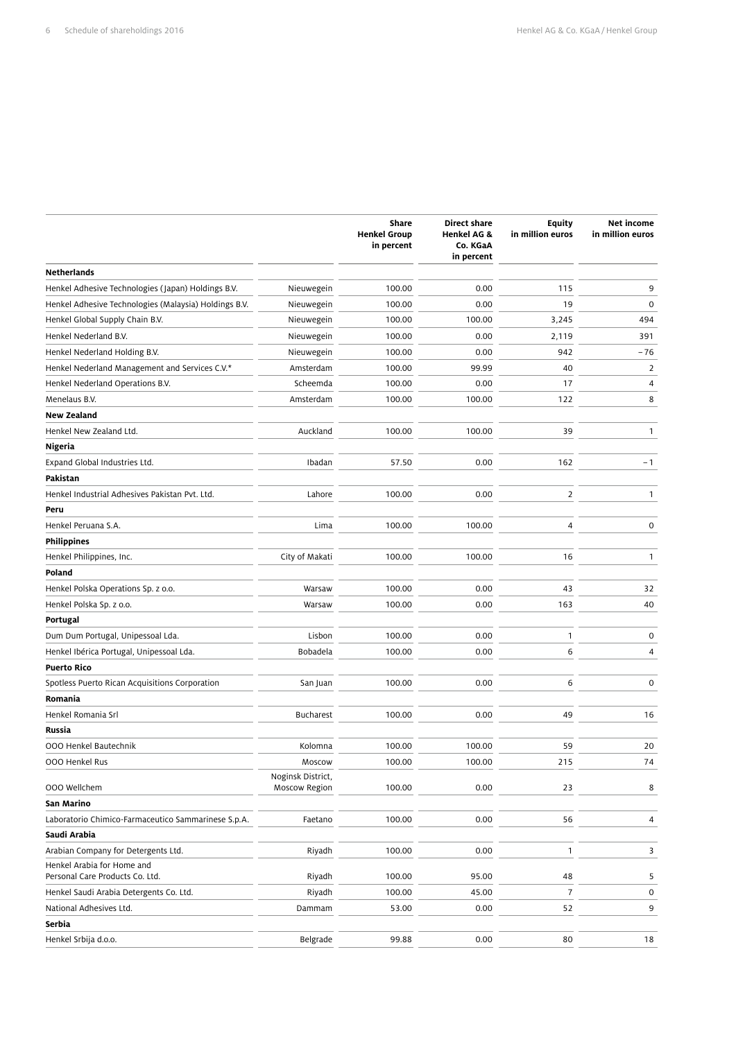| | | Share Henkel Group in percent | Direct share Henkel AG & Co. KGaA in percent | Equity in million euros | Net income in million euros |
|---|---|---|---|---|---|
| **Netherlands** | | | | | |
| Henkel Adhesive Technologies (Japan) Holdings B.V. | Nieuwegein | 100.00 | 0.00 | 115 | 9 |
| Henkel Adhesive Technologies (Malaysia) Holdings B.V. | Nieuwegein | 100.00 | 0.00 | 19 | 0 |
| Henkel Global Supply Chain B.V. | Nieuwegein | 100.00 | 100.00 | 3,245 | 494 |
| Henkel Nederland B.V. | Nieuwegein | 100.00 | 0.00 | 2,119 | 391 |
| Henkel Nederland Holding B.V. | Nieuwegein | 100.00 | 0.00 | 942 | –76 |
| Henkel Nederland Management and Services C.V.* | Amsterdam | 100.00 | 99.99 | 40 | 2 |
| Henkel Nederland Operations B.V. | Scheemda | 100.00 | 0.00 | 17 | 4 |
| Menelaus B.V. | Amsterdam | 100.00 | 100.00 | 122 | 8 |
| **New Zealand** | | | | | |
| Henkel New Zealand Ltd. | Auckland | 100.00 | 100.00 | 39 | 1 |
| **Nigeria** | | | | | |
| Expand Global Industries Ltd. | Ibadan | 57.50 | 0.00 | 162 | –1 |
| **Pakistan** | | | | | |
| Henkel Industrial Adhesives Pakistan Pvt. Ltd. | Lahore | 100.00 | 0.00 | 2 | 1 |
| **Peru** | | | | | |
| Henkel Peruana S.A. | Lima | 100.00 | 100.00 | 4 | 0 |
| **Philippines** | | | | | |
| Henkel Philippines, Inc. | City of Makati | 100.00 | 100.00 | 16 | 1 |
| **Poland** | | | | | |
| Henkel Polska Operations Sp. z o.o. | Warsaw | 100.00 | 0.00 | 43 | 32 |
| Henkel Polska Sp. z o.o. | Warsaw | 100.00 | 0.00 | 163 | 40 |
| **Portugal** | | | | | |
| Dum Dum Portugal, Unipessoal Lda. | Lisbon | 100.00 | 0.00 | 1 | 0 |
| Henkel Ibérica Portugal, Unipessoal Lda. | Bobadela | 100.00 | 0.00 | 6 | 4 |
| **Puerto Rico** | | | | | |
| Spotless Puerto Rican Acquisitions Corporation | San Juan | 100.00 | 0.00 | 6 | 0 |
| **Romania** | | | | | |
| Henkel Romania Srl | Bucharest | 100.00 | 0.00 | 49 | 16 |
| **Russia** | | | | | |
| OOO Henkel Bautechnik | Kolomna | 100.00 | 100.00 | 59 | 20 |
| OOO Henkel Rus | Moscow | 100.00 | 100.00 | 215 | 74 |
| OOO Wellchem | Noginsk District, Moscow Region | 100.00 | 0.00 | 23 | 8 |
| **San Marino** | | | | | |
| Laboratorio Chimico-Farmaceutico Sammarinese S.p.A. | Faetano | 100.00 | 0.00 | 56 | 4 |
| **Saudi Arabia** | | | | | |
| Arabian Company for Detergents Ltd. | Riyadh | 100.00 | 0.00 | 1 | 3 |
| Henkel Arabia for Home and Personal Care Products Co. Ltd. | Riyadh | 100.00 | 95.00 | 48 | 5 |
| Henkel Saudi Arabia Detergents Co. Ltd. | Riyadh | 100.00 | 45.00 | 7 | 0 |
| National Adhesives Ltd. | Dammam | 53.00 | 0.00 | 52 | 9 |
| **Serbia** | | | | | |
| Henkel Srbija d.o.o. | Belgrade | 99.88 | 0.00 | 80 | 18 |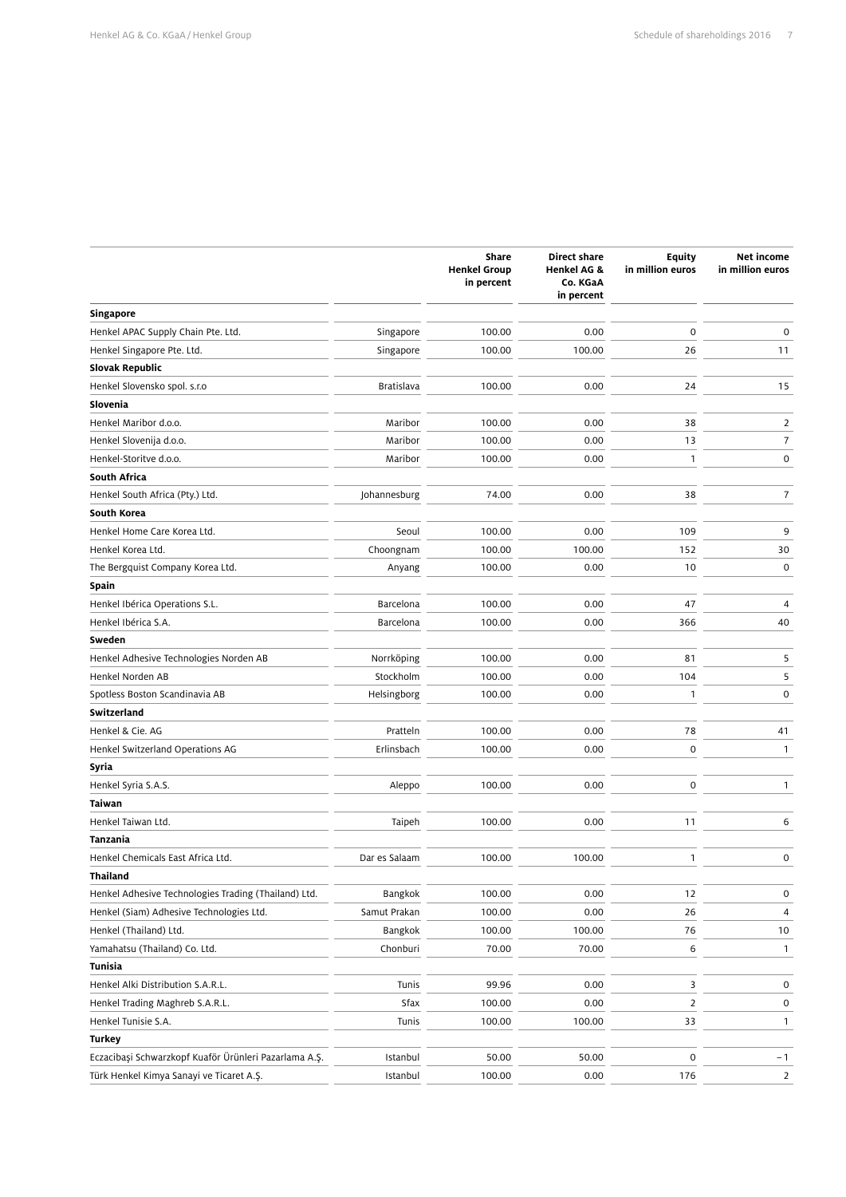| | | Share Henkel Group in percent | Direct share Henkel AG & Co. KGaA in percent | Equity in million euros | Net income in million euros |
|---|---|---|---|---|---|
| **Singapore** | | | | | |
| Henkel APAC Supply Chain Pte. Ltd. | Singapore | 100.00 | 0.00 | 0 | 0 |
| Henkel Singapore Pte. Ltd. | Singapore | 100.00 | 100.00 | 26 | 11 |
| **Slovak Republic** | | | | | |
| Henkel Slovensko spol. s.r.o | Bratislava | 100.00 | 0.00 | 24 | 15 |
| **Slovenia** | | | | | |
| Henkel Maribor d.o.o. | Maribor | 100.00 | 0.00 | 38 | 2 |
| Henkel Slovenija d.o.o. | Maribor | 100.00 | 0.00 | 13 | 7 |
| Henkel-Storitve d.o.o. | Maribor | 100.00 | 0.00 | 1 | 0 |
| **South Africa** | | | | | |
| Henkel South Africa (Pty.) Ltd. | Johannesburg | 74.00 | 0.00 | 38 | 7 |
| **South Korea** | | | | | |
| Henkel Home Care Korea Ltd. | Seoul | 100.00 | 0.00 | 109 | 9 |
| Henkel Korea Ltd. | Choongnam | 100.00 | 100.00 | 152 | 30 |
| The Bergquist Company Korea Ltd. | Anyang | 100.00 | 0.00 | 10 | 0 |
| **Spain** | | | | | |
| Henkel Ibérica Operations S.L. | Barcelona | 100.00 | 0.00 | 47 | 4 |
| Henkel Ibérica S.A. | Barcelona | 100.00 | 0.00 | 366 | 40 |
| **Sweden** | | | | | |
| Henkel Adhesive Technologies Norden AB | Norrköping | 100.00 | 0.00 | 81 | 5 |
| Henkel Norden AB | Stockholm | 100.00 | 0.00 | 104 | 5 |
| Spotless Boston Scandinavia AB | Helsingborg | 100.00 | 0.00 | 1 | 0 |
| **Switzerland** | | | | | |
| Henkel & Cie. AG | Pratteln | 100.00 | 0.00 | 78 | 41 |
| Henkel Switzerland Operations AG | Erlinsbach | 100.00 | 0.00 | 0 | 1 |
| **Syria** | | | | | |
| Henkel Syria S.A.S. | Aleppo | 100.00 | 0.00 | 0 | 1 |
| **Taiwan** | | | | | |
| Henkel Taiwan Ltd. | Taipeh | 100.00 | 0.00 | 11 | 6 |
| **Tanzania** | | | | | |
| Henkel Chemicals East Africa Ltd. | Dar es Salaam | 100.00 | 100.00 | 1 | 0 |
| **Thailand** | | | | | |
| Henkel Adhesive Technologies Trading (Thailand) Ltd. | Bangkok | 100.00 | 0.00 | 12 | 0 |
| Henkel (Siam) Adhesive Technologies Ltd. | Samut Prakan | 100.00 | 0.00 | 26 | 4 |
| Henkel (Thailand) Ltd. | Bangkok | 100.00 | 100.00 | 76 | 10 |
| Yamahatsu (Thailand) Co. Ltd. | Chonburi | 70.00 | 70.00 | 6 | 1 |
| **Tunisia** | | | | | |
| Henkel Alki Distribution S.A.R.L. | Tunis | 99.96 | 0.00 | 3 | 0 |
| Henkel Trading Maghreb S.A.R.L. | Sfax | 100.00 | 0.00 | 2 | 0 |
| Henkel Tunisie S.A. | Tunis | 100.00 | 100.00 | 33 | 1 |
| **Turkey** | | | | | |
| Eczacibaşi Schwarzkopf Kuaför Ürünleri Pazarlama A.Ş. | Istanbul | 50.00 | 50.00 | 0 | – 1 |
| Türk Henkel Kimya Sanayi ve Ticaret A.Ş. | Istanbul | 100.00 | 0.00 | 176 | 2 |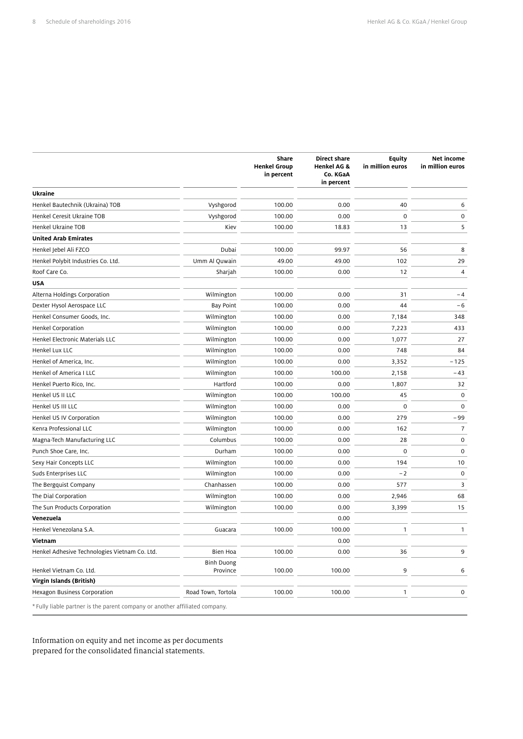| | | Share Henkel Group in percent | Direct share Henkel AG & Co. KGaA in percent | Equity in million euros | Net income in million euros |
|---|---|---|---|---|---|
| **Ukraine** | | | | | |
| Henkel Bautechnik (Ukraina) TOB | Vyshgorod | 100.00 | 0.00 | 40 | 6 |
| Henkel Ceresit Ukraine TOB | Vyshgorod | 100.00 | 0.00 | 0 | 0 |
| Henkel Ukraine TOB | Kiev | 100.00 | 18.83 | 13 | 5 |
| **United Arab Emirates** | | | | | |
| Henkel Jebel Ali FZCO | Dubai | 100.00 | 99.97 | 56 | 8 |
| Henkel Polybit Industries Co. Ltd. | Umm Al Quwain | 49.00 | 49.00 | 102 | 29 |
| Roof Care Co. | Sharjah | 100.00 | 0.00 | 12 | 4 |
| **USA** | | | | | |
| Alterna Holdings Corporation | Wilmington | 100.00 | 0.00 | 31 | –4 |
| Dexter Hysol Aerospace LLC | Bay Point | 100.00 | 0.00 | 44 | –6 |
| Henkel Consumer Goods, Inc. | Wilmington | 100.00 | 0.00 | 7,184 | 348 |
| Henkel Corporation | Wilmington | 100.00 | 0.00 | 7,223 | 433 |
| Henkel Electronic Materials LLC | Wilmington | 100.00 | 0.00 | 1,077 | 27 |
| Henkel Lux LLC | Wilmington | 100.00 | 0.00 | 748 | 84 |
| Henkel of America, Inc. | Wilmington | 100.00 | 0.00 | 3,352 | –125 |
| Henkel of America I LLC | Wilmington | 100.00 | 100.00 | 2,158 | –43 |
| Henkel Puerto Rico, Inc. | Hartford | 100.00 | 0.00 | 1,807 | 32 |
| Henkel US II LLC | Wilmington | 100.00 | 100.00 | 45 | 0 |
| Henkel US III LLC | Wilmington | 100.00 | 0.00 | 0 | 0 |
| Henkel US IV Corporation | Wilmington | 100.00 | 0.00 | 279 | –99 |
| Kenra Professional LLC | Wilmington | 100.00 | 0.00 | 162 | 7 |
| Magna-Tech Manufacturing LLC | Columbus | 100.00 | 0.00 | 28 | 0 |
| Punch Shoe Care, Inc. | Durham | 100.00 | 0.00 | 0 | 0 |
| Sexy Hair Concepts LLC | Wilmington | 100.00 | 0.00 | 194 | 10 |
| Suds Enterprises LLC | Wilmington | 100.00 | 0.00 | –2 | 0 |
| The Bergquist Company | Chanhassen | 100.00 | 0.00 | 577 | 3 |
| The Dial Corporation | Wilmington | 100.00 | 0.00 | 2,946 | 68 |
| The Sun Products Corporation | Wilmington | 100.00 | 0.00 | 3,399 | 15 |
| **Venezuela** | | | 0.00 | | |
| Henkel Venezolana S.A. | Guacara | 100.00 | 100.00 | 1 | 1 |
| **Vietnam** | | | 0.00 | | |
| Henkel Adhesive Technologies Vietnam Co. Ltd. | Bien Hoa | 100.00 | 0.00 | 36 | 9 |
| Henkel Vietnam Co. Ltd. | Binh Duong Province | 100.00 | 100.00 | 9 | 6 |
| **Virgin Islands (British)** | | | | | |
| Hexagon Business Corporation | Road Town, Tortola | 100.00 | 100.00 | 1 | 0 |

* Fully liable partner is the parent company or another affiliated company.

Information on equity and net income as per documents prepared for the consolidated financial statements.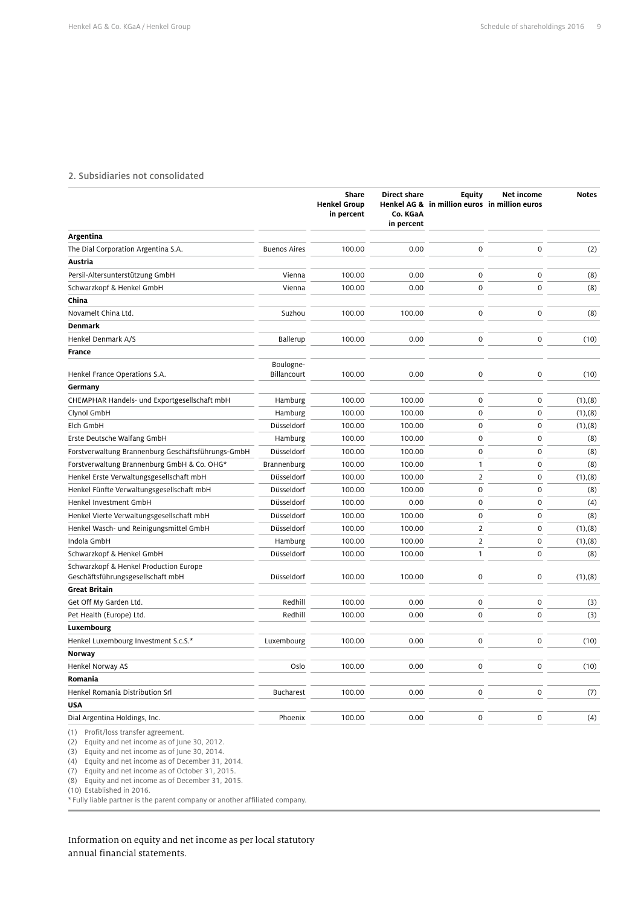## 2. Subsidiaries not consolidated

| | | Share Henkel Group in percent | Direct share Henkel AG & Co. KGaA in percent | Equity in million euros | Net income in million euros | Notes |
|---|---|---|---|---|---|---|
| **Argentina** | | | | | | |
| The Dial Corporation Argentina S.A. | Buenos Aires | 100.00 | 0.00 | 0 | 0 | (2) |
| **Austria** | | | | | | |
| Persil-Altersunterstützung GmbH | Vienna | 100.00 | 0.00 | 0 | 0 | (8) |
| Schwarzkopf & Henkel GmbH | Vienna | 100.00 | 0.00 | 0 | 0 | (8) |
| **China** | | | | | | |
| Novamelt China Ltd. | Suzhou | 100.00 | 100.00 | 0 | 0 | (8) |
| **Denmark** | | | | | | |
| Henkel Denmark A/S | Ballerup | 100.00 | 0.00 | 0 | 0 | (10) |
| **France** | | | | | | |
| Henkel France Operations S.A. | Boulogne-Billancourt | 100.00 | 0.00 | 0 | 0 | (10) |
| **Germany** | | | | | | |
| CHEMPHAR Handels- und Exportgesellschaft mbH | Hamburg | 100.00 | 100.00 | 0 | 0 | (1),(8) |
| Clynol GmbH | Hamburg | 100.00 | 100.00 | 0 | 0 | (1),(8) |
| Elch GmbH | Düsseldorf | 100.00 | 100.00 | 0 | 0 | (1),(8) |
| Erste Deutsche Walfang GmbH | Hamburg | 100.00 | 100.00 | 0 | 0 | (8) |
| Forstverwaltung Brannenburg Geschäftsführungs-GmbH | Düsseldorf | 100.00 | 100.00 | 0 | 0 | (8) |
| Forstverwaltung Brannenburg GmbH & Co. OHG* | Brannenburg | 100.00 | 100.00 | 1 | 0 | (8) |
| Henkel Erste Verwaltungsgesellschaft mbH | Düsseldorf | 100.00 | 100.00 | 2 | 0 | (1),(8) |
| Henkel Fünfte Verwaltungsgesellschaft mbH | Düsseldorf | 100.00 | 100.00 | 0 | 0 | (8) |
| Henkel Investment GmbH | Düsseldorf | 100.00 | 0.00 | 0 | 0 | (4) |
| Henkel Vierte Verwaltungsgesellschaft mbH | Düsseldorf | 100.00 | 100.00 | 0 | 0 | (8) |
| Henkel Wasch- und Reinigungsmittel GmbH | Düsseldorf | 100.00 | 100.00 | 2 | 0 | (1),(8) |
| Indola GmbH | Hamburg | 100.00 | 100.00 | 2 | 0 | (1),(8) |
| Schwarzkopf & Henkel GmbH | Düsseldorf | 100.00 | 100.00 | 1 | 0 | (8) |
| Schwarzkopf & Henkel Production Europe Geschäftsführungsgesellschaft mbH | Düsseldorf | 100.00 | 100.00 | 0 | 0 | (1),(8) |
| **Great Britain** | | | | | | |
| Get Off My Garden Ltd. | Redhill | 100.00 | 0.00 | 0 | 0 | (3) |
| Pet Health (Europe) Ltd. | Redhill | 100.00 | 0.00 | 0 | 0 | (3) |
| **Luxembourg** | | | | | | |
| Henkel Luxembourg Investment S.c.S.* | Luxembourg | 100.00 | 0.00 | 0 | 0 | (10) |
| **Norway** | | | | | | |
| Henkel Norway AS | Oslo | 100.00 | 0.00 | 0 | 0 | (10) |
| **Romania** | | | | | | |
| Henkel Romania Distribution Srl | Bucharest | 100.00 | 0.00 | 0 | 0 | (7) |
| **USA** | | | | | | |
| Dial Argentina Holdings, Inc. | Phoenix | 100.00 | 0.00 | 0 | 0 | (4) |

(1) Profit/loss transfer agreement.
(2) Equity and net income as of June 30, 2012.
(3) Equity and net income as of June 30, 2014.
(4) Equity and net income as of December 31, 2014.
(7) Equity and net income as of October 31, 2015.
(8) Equity and net income as of December 31, 2015.
(10) Established in 2016.
* Fully liable partner is the parent company or another affiliated company.

Information on equity and net income as per local statutory annual financial statements.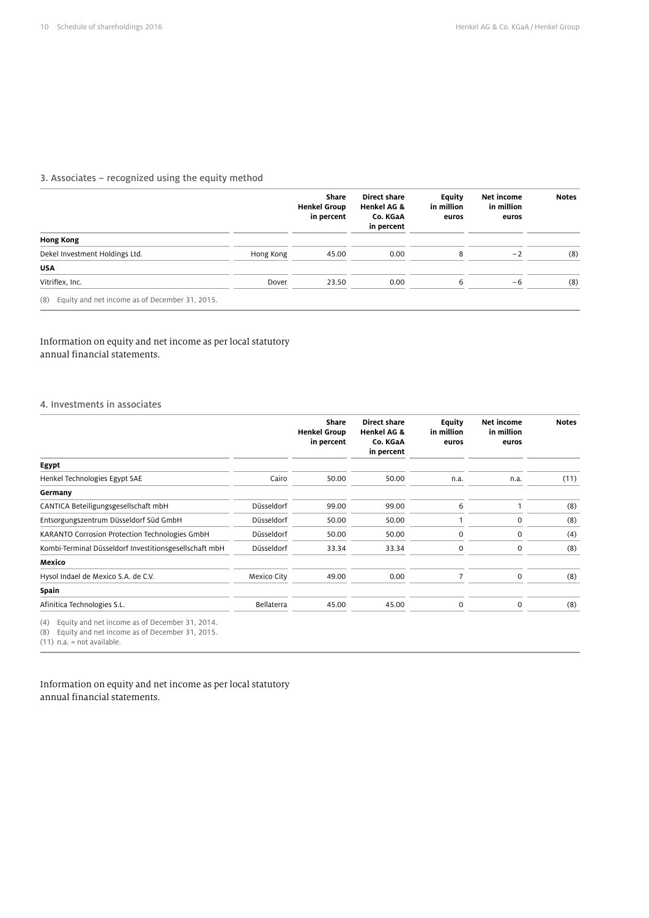## 3. Associates – recognized using the equity method

| | | Share Henkel Group in percent | Direct share Henkel AG & Co. KGaA in percent | Equity in million euros | Net income in million euros | Notes |
|---|---|---|---|---|---|---|
| **Hong Kong** | | | | | | |
| Dekel Investment Holdings Ltd. | Hong Kong | 45.00 | 0.00 | 8 | – 2 | (8) |
| **USA** | | | | | | |
| Vitriflex, Inc. | Dover | 23.50 | 0.00 | 6 | – 6 | (8) |

(8) Equity and net income as of December 31, 2015.

Information on equity and net income as per local statutory annual financial statements.

## 4. Investments in associates

| | | Share Henkel Group in percent | Direct share Henkel AG & Co. KGaA in percent | Equity in million euros | Net income in million euros | Notes |
|---|---|---|---|---|---|---|
| **Egypt** | | | | | | |
| Henkel Technologies Egypt SAE | Cairo | 50.00 | 50.00 | n.a. | n.a. | (11) |
| **Germany** | | | | | | |
| CANTICA Beteiligungsgesellschaft mbH | Düsseldorf | 99.00 | 99.00 | 6 | 1 | (8) |
| Entsorgungszentrum Düsseldorf Süd GmbH | Düsseldorf | 50.00 | 50.00 | 1 | 0 | (8) |
| KARANTO Corrosion Protection Technologies GmbH | Düsseldorf | 50.00 | 50.00 | 0 | 0 | (4) |
| Kombi-Terminal Düsseldorf Investitionsgesellschaft mbH | Düsseldorf | 33.34 | 33.34 | 0 | 0 | (8) |
| **Mexico** | | | | | | |
| Hysol Indael de Mexico S.A. de C.V. | Mexico City | 49.00 | 0.00 | 7 | 0 | (8) |
| **Spain** | | | | | | |
| Afinitica Technologies S.L. | Bellaterra | 45.00 | 45.00 | 0 | 0 | (8) |

(4) Equity and net income as of December 31, 2014.
(8) Equity and net income as of December 31, 2015.
(11) n.a. = not available.

Information on equity and net income as per local statutory annual financial statements.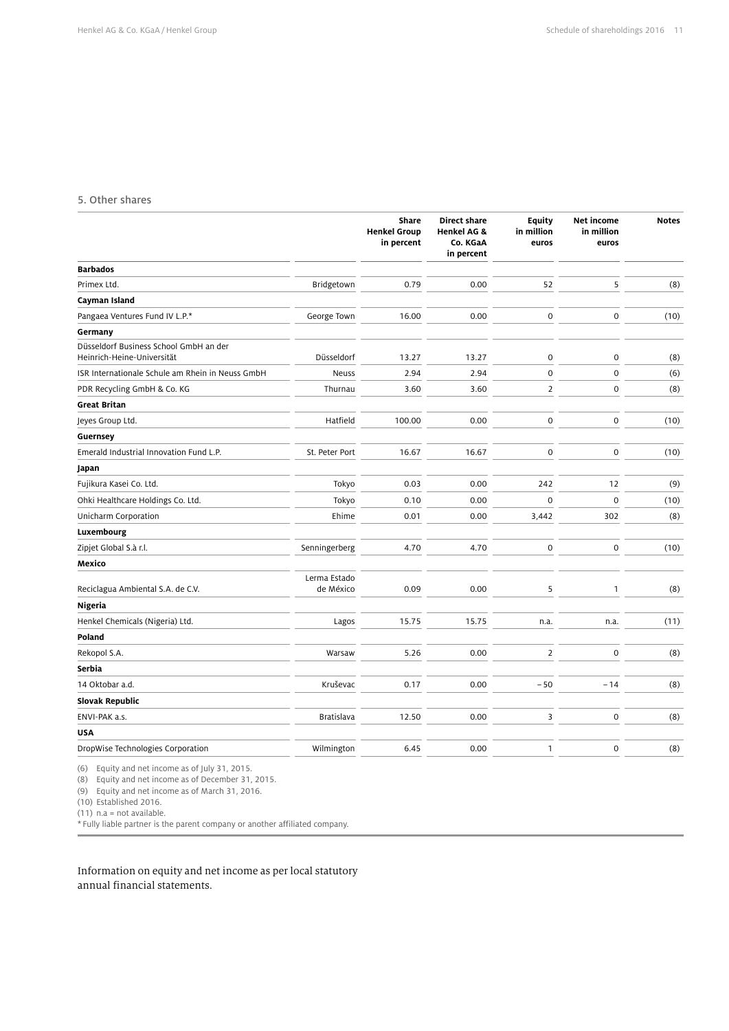## 5. Other shares

| | | Share Henkel Group in percent | Direct share Henkel AG & Co. KGaA in percent | Equity in million euros | Net income in million euros | Notes |
|---|---|---|---|---|---|---|
| **Barbados** | | | | | | |
| Primex Ltd. | Bridgetown | 0.79 | 0.00 | 52 | 5 | (8) |
| **Cayman Island** | | | | | | |
| Pangaea Ventures Fund IV L.P.* | George Town | 16.00 | 0.00 | 0 | 0 | (10) |
| **Germany** | | | | | | |
| Düsseldorf Business School GmbH an der Heinrich-Heine-Universität | Düsseldorf | 13.27 | 13.27 | 0 | 0 | (8) |
| ISR Internationale Schule am Rhein in Neuss GmbH | Neuss | 2.94 | 2.94 | 0 | 0 | (6) |
| PDR Recycling GmbH & Co. KG | Thurnau | 3.60 | 3.60 | 2 | 0 | (8) |
| **Great Britan** | | | | | | |
| Jeyes Group Ltd. | Hatfield | 100.00 | 0.00 | 0 | 0 | (10) |
| **Guernsey** | | | | | | |
| Emerald Industrial Innovation Fund L.P. | St. Peter Port | 16.67 | 16.67 | 0 | 0 | (10) |
| **Japan** | | | | | | |
| Fujikura Kasei Co. Ltd. | Tokyo | 0.03 | 0.00 | 242 | 12 | (9) |
| Ohki Healthcare Holdings Co. Ltd. | Tokyo | 0.10 | 0.00 | 0 | 0 | (10) |
| Unicharm Corporation | Ehime | 0.01 | 0.00 | 3,442 | 302 | (8) |
| **Luxembourg** | | | | | | |
| Zipjet Global S.à r.l. | Senningerberg | 4.70 | 4.70 | 0 | 0 | (10) |
| **Mexico** | | | | | | |
| Reciclagua Ambiental S.A. de C.V. | Lerma Estado de México | 0.09 | 0.00 | 5 | 1 | (8) |
| **Nigeria** | | | | | | |
| Henkel Chemicals (Nigeria) Ltd. | Lagos | 15.75 | 15.75 | n.a. | n.a. | (11) |
| **Poland** | | | | | | |
| Rekopol S.A. | Warsaw | 5.26 | 0.00 | 2 | 0 | (8) |
| **Serbia** | | | | | | |
| 14 Oktobar a.d. | Kruševac | 0.17 | 0.00 | –50 | –14 | (8) |
| **Slovak Republic** | | | | | | |
| ENVI-PAK a.s. | Bratislava | 12.50 | 0.00 | 3 | 0 | (8) |
| **USA** | | | | | | |
| DropWise Technologies Corporation | Wilmington | 6.45 | 0.00 | 1 | 0 | (8) |

(6) Equity and net income as of July 31, 2015.
(8) Equity and net income as of December 31, 2015.
(9) Equity and net income as of March 31, 2016.
(10) Established 2016.
(11) n.a = not available.
* Fully liable partner is the parent company or another affiliated company.

Information on equity and net income as per local statutory annual financial statements.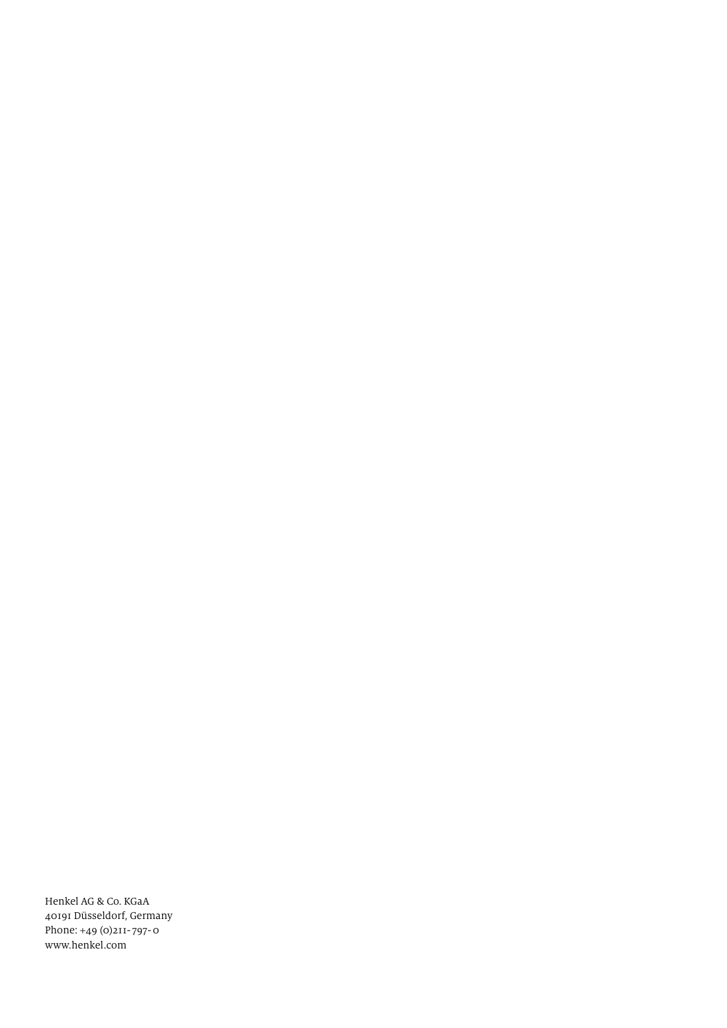Henkel AG & Co. KGaA
40191 Düsseldorf, Germany
Phone: +49 (0)211-797-0
www.henkel.com